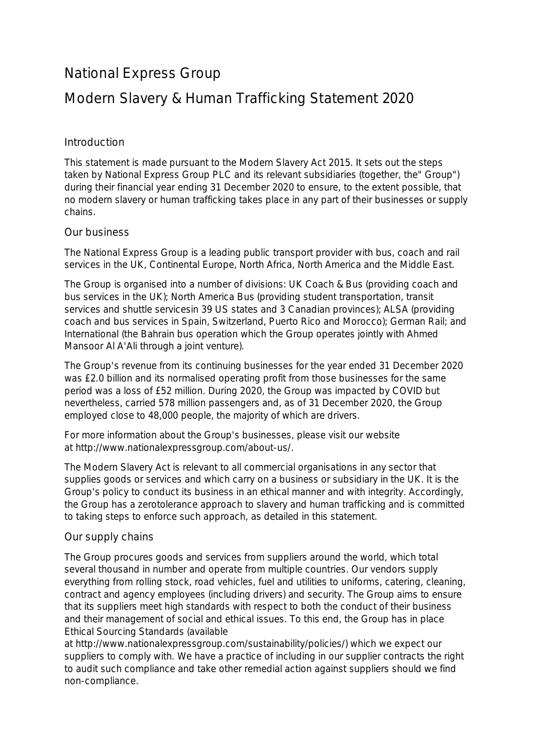# National Express Group

# Modern Slavery & Human Trafficking Statement 2020

## Introduction

This statement is made pursuant to the Modern Slavery Act 2015. It sets out the steps taken by National Express Group PLC and its relevant subsidiaries (together, the" Group") during their financial year ending 31 December 2020 to ensure, to the extent possible, that no modern slavery or human trafficking takes place in any part of their businesses or supply chains.

## Our business

The National Express Group is a leading public transport provider with bus, coach and rail services in the UK, Continental Europe, North Africa, North America and the Middle East.

The Group is organised into a number of divisions: UK Coach & Bus (providing coach and bus services in the UK); North America Bus (providing student transportation, transit services and shuttle servicesin 39 US states and 3 Canadian provinces); ALSA (providing coach and bus services in Spain, Switzerland, Puerto Rico and Morocco); German Rail; and International (the Bahrain bus operation which the Group operates jointly with Ahmed Mansoor Al A'Ali through a joint venture).

The Group's revenue from its continuing businesses for the year ended 31 December 2020 was £2.0 billion and its normalised operating profit from those businesses for the same period was a loss of £52 million. During 2020, the Group was impacted by COVID but nevertheless, carried 578 million passengers and, as of 31 December 2020, the Group employed close to 48,000 people, the majority of which are drivers.

For more information about the Group's businesses, please visit our website at http://www.nationalexpressgroup.com/about-us/.

The Modern Slavery Act is relevant to all commercial organisations in any sector that supplies goods or services and which carry on a business or subsidiary in the UK. It is the Group's policy to conduct its business in an ethical manner and with integrity. Accordingly, the Group has a zerotolerance approach to slavery and human trafficking and is committed to taking steps to enforce such approach, as detailed in this statement.

## Our supply chains

The Group procures goods and services from suppliers around the world, which total several thousand in number and operate from multiple countries. Our vendors supply everything from rolling stock, road vehicles, fuel and utilities to uniforms, catering, cleaning, contract and agency employees (including drivers) and security. The Group aims to ensure that its suppliers meet high standards with respect to both the conduct of their business and their management of social and ethical issues. To this end, the Group has in place Ethical Sourcing Standards (available at http://www.nationalexpressgroup.com/sustainability/policies/) which we expect our suppliers to comply with. We have a practice of including in our supplier contracts the right to audit such compliance and take other remedial action against suppliers should we find non-compliance.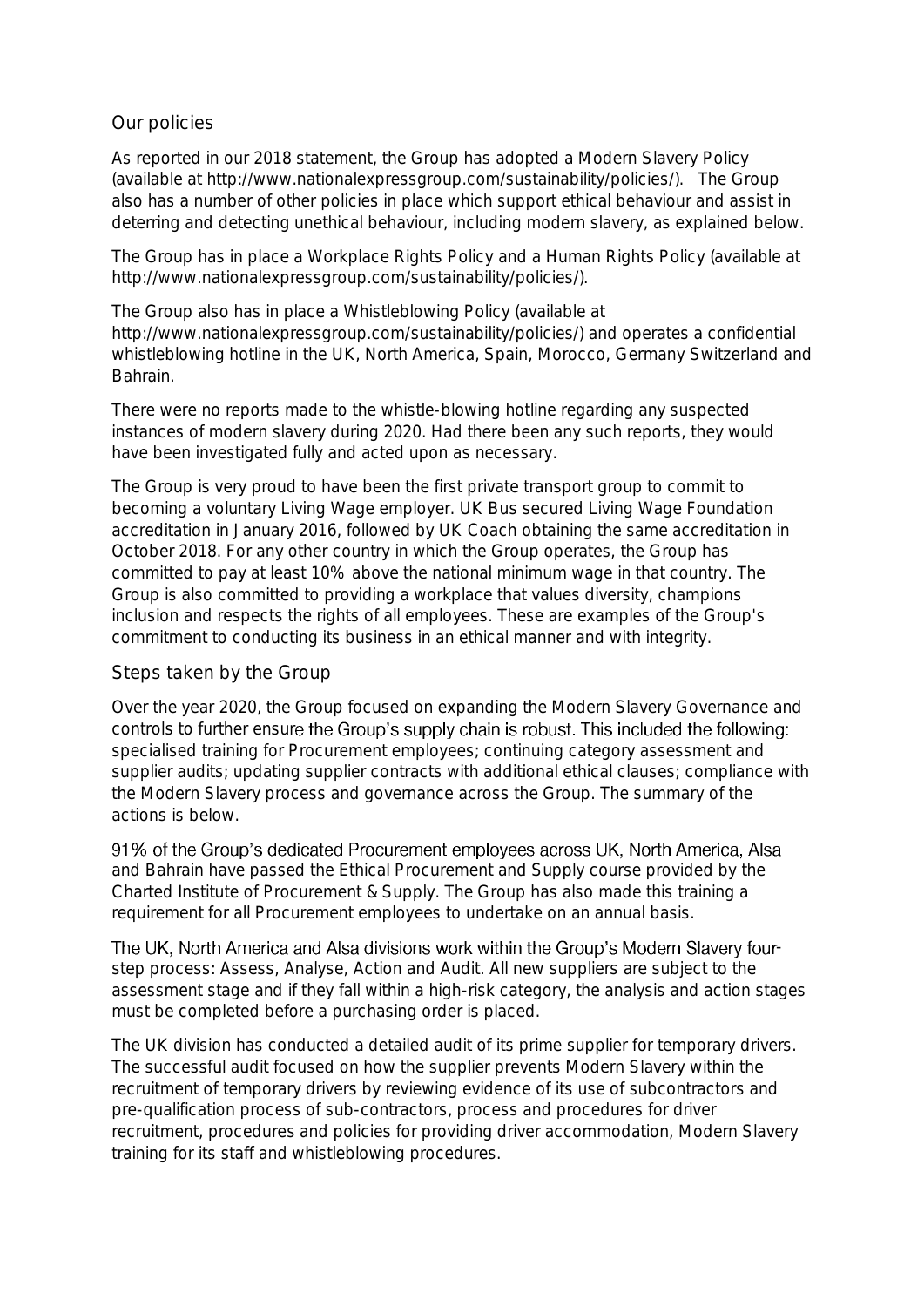## Our policies

As reported in our 2018 statement, the Group has adopted a Modern Slavery Policy (available at http://www.nationalexpressgroup.com/sustainability/policies/). The Group also has a number of other policies in place which support ethical behaviour and assist in deterring and detecting unethical behaviour, including modern slavery, as explained below.

The Group has in place a Workplace Rights Policy and a Human Rights Policy (available at http://www.nationalexpressgroup.com/sustainability/policies/).

The Group also has in place a Whistleblowing Policy (available at http://www.nationalexpressgroup.com/sustainability/policies/) and operates a confidential whistleblowing hotline in the UK, North America, Spain, Morocco, Germany Switzerland and Bahrain.

There were no reports made to the whistle-blowing hotline regarding any suspected instances of modern slavery during 2020. Had there been any such reports, they would have been investigated fully and acted upon as necessary.

The Group is very proud to have been the first private transport group to commit to becoming a voluntary Living Wage employer. UK Bus secured Living Wage Foundation accreditation in January 2016, followed by UK Coach obtaining the same accreditation in October 2018. For any other country in which the Group operates, the Group has committed to pay at least 10% above the national minimum wage in that country. The Group is also committed to providing a workplace that values diversity, champions inclusion and respects the rights of all employees. These are examples of the Group's commitment to conducting its business in an ethical manner and with integrity.

## Steps taken by the Group

Over the year 2020, the Group focused on expanding the Modern Slavery Governance and controls to further ensure the Group's supply chain is robust. This included the following: specialised training for Procurement employees; continuing category assessment and supplier audits; updating supplier contracts with additional ethical clauses; compliance with the Modern Slavery process and governance across the Group. The summary of the actions is below.

91% of the Group's dedicated Procurement employees across UK, North America, Alsa and Bahrain have passed the Ethical Procurement and Supply course provided by the Charted Institute of Procurement & Supply. The Group has also made this training a requirement for all Procurement employees to undertake on an annual basis.

The UK, North America and Alsa divisions work within the Group's Modern Slavery four-step process: Assess, Analyse, Action and Audit. All new suppliers are subject to the assessment stage and if they fall within a high-risk category, the analysis and action stages must be completed before a purchasing order is placed.

The UK division has conducted a detailed audit of its prime supplier for temporary drivers. The successful audit focused on how the supplier prevents Modern Slavery within the recruitment of temporary drivers by reviewing evidence of its use of subcontractors and pre-qualification process of sub-contractors, process and procedures for driver recruitment, procedures and policies for providing driver accommodation, Modern Slavery training for its staff and whistleblowing procedures.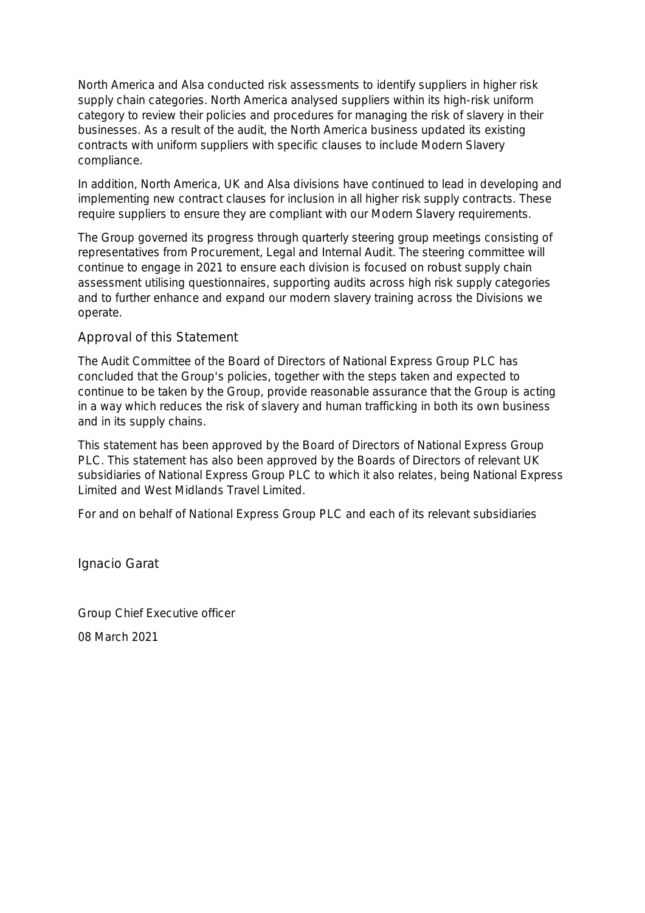North America and Alsa conducted risk assessments to identify suppliers in higher risk supply chain categories. North America analysed suppliers within its high-risk uniform category to review their policies and procedures for managing the risk of slavery in their businesses. As a result of the audit, the North America business updated its existing contracts with uniform suppliers with specific clauses to include Modern Slavery compliance.

In addition, North America, UK and Alsa divisions have continued to lead in developing and implementing new contract clauses for inclusion in all higher risk supply contracts. These require suppliers to ensure they are compliant with our Modern Slavery requirements.

The Group governed its progress through quarterly steering group meetings consisting of representatives from Procurement, Legal and Internal Audit. The steering committee will continue to engage in 2021 to ensure each division is focused on robust supply chain assessment utilising questionnaires, supporting audits across high risk supply categories and to further enhance and expand our modern slavery training across the Divisions we operate.

## Approval of this Statement

The Audit Committee of the Board of Directors of National Express Group PLC has concluded that the Group's policies, together with the steps taken and expected to continue to be taken by the Group, provide reasonable assurance that the Group is acting in a way which reduces the risk of slavery and human trafficking in both its own business and in its supply chains.

This statement has been approved by the Board of Directors of National Express Group PLC. This statement has also been approved by the Boards of Directors of relevant UK subsidiaries of National Express Group PLC to which it also relates, being National Express Limited and West Midlands Travel Limited.

For and on behalf of National Express Group PLC and each of its relevant subsidiaries

Ignacio Garat

Group Chief Executive officer

08 March 2021